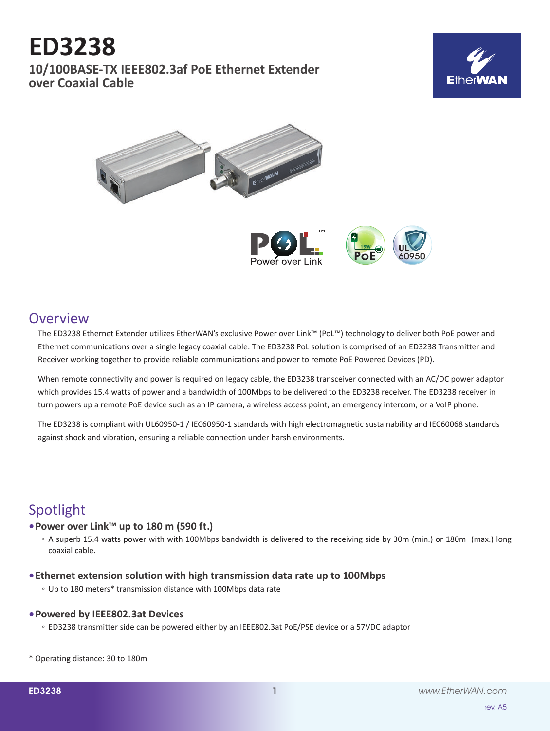# ED3238

## 10/100BASE-TX IEEE802.3af PoE Ethernet Extender over Coaxial Cable

## Overview

The ED3238 Ethernet Extender utilizes EtherWAN's exclusive Power over Link™ (PoL™) technology to deliver both PoE power and Ethernet communications over a single legacy coaxial cable. The ED3238 PoL solution is comprised of an ED3238 Transmitter and Receiver working together to provide reliable communications and power to remote PoE Powered Devices (PD).

When remote connectivity and power is required on legacy cable, the ED3238 transceiver connected with an AC/DC power adaptor which provides 15.4 watts of power and a bandwidth of 100Mbps to be delivered to the ED3238 receiver. The ED3238 receiver in turn powers up a remote PoE device such as an IP camera, a wireless access point, an emergency intercom, or a VoIP phone.

The ED3238 is compliant with UL60950-1 / IEC60950-1 standards with high electromagnetic sustainability and IEC60068 standards against shock and vibration, ensuring a reliable connection under harsh environments.

## Spotlight

- **Power over Link™ up to 180 m (590 ft.)**
  - A superb 15.4 watts power with with 100Mbps bandwidth is delivered to the receiving side by 30m (min.) or 180m (max.) long coaxial cable.
- **Ethernet extension solution with high transmission data rate up to 100Mbps**
  - Up to 180 meters* transmission distance with 100Mbps data rate
- **Powered by IEEE802.3at Devices**
  - ED3238 transmitter side can be powered either by an IEEE802.3at PoE/PSE device or a 57VDC adaptor

\* Operating distance: 30 to 180m

rev. A5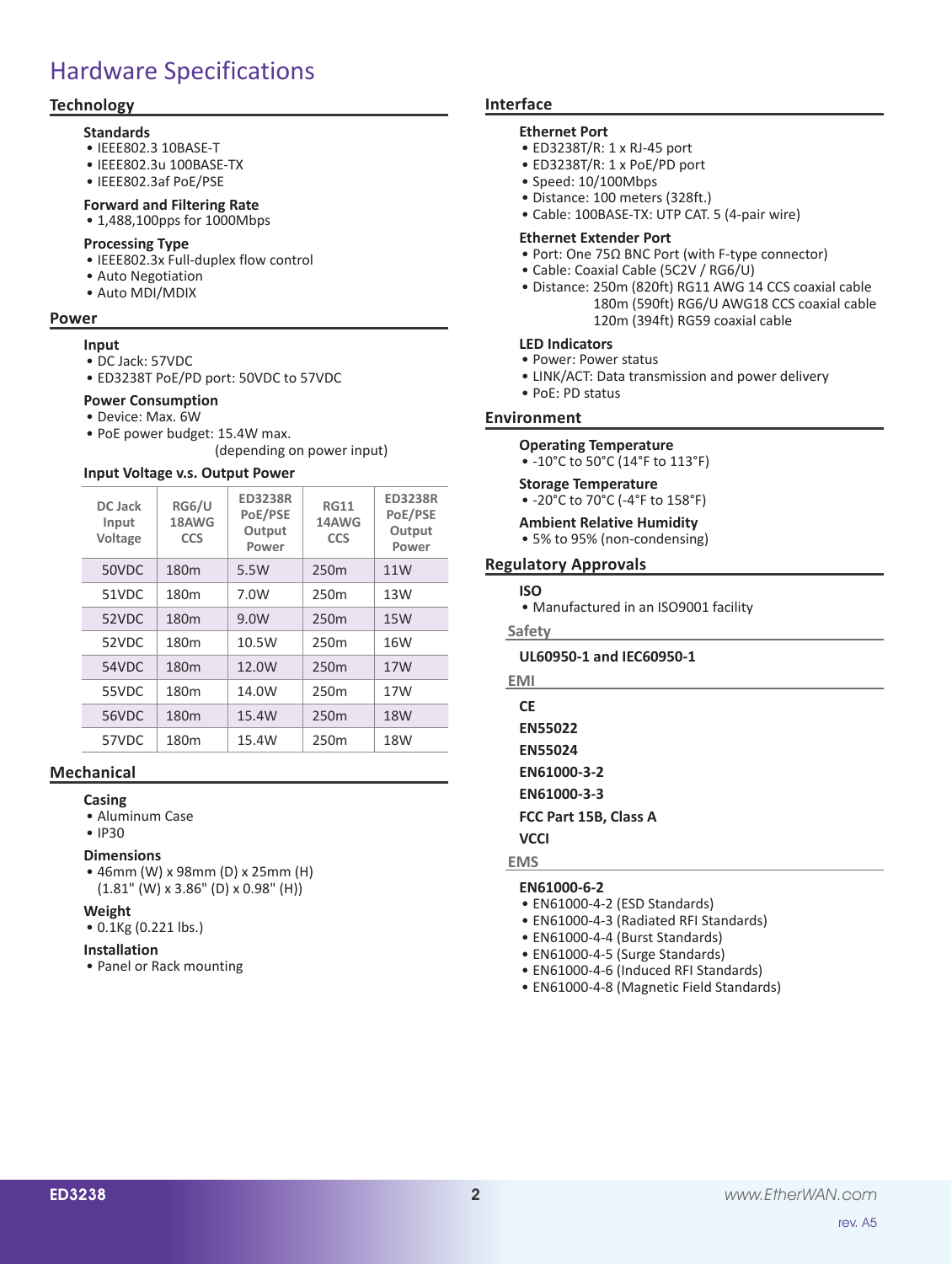# Hardware Specifications

## Technology

### Standards
- IEEE802.3 10BASE-T
- IEEE802.3u 100BASE-TX
- IEEE802.3af PoE/PSE

### Forward and Filtering Rate
- 1,488,100pps for 1000Mbps

### Processing Type
- IEEE802.3x Full-duplex flow control
- Auto Negotiation
- Auto MDI/MDIX

## Power

### Input
- DC Jack: 57VDC
- ED3238T PoE/PD port: 50VDC to 57VDC

### Power Consumption
- Device: Max. 6W
- PoE power budget: 15.4W max. (depending on power input)

### Input Voltage v.s. Output Power

| DC Jack Input Voltage | RG6/U 18AWG CCS | ED3238R PoE/PSE Output Power | RG11 14AWG CCS | ED3238R PoE/PSE Output Power |
|---|---|---|---|---|
| 50VDC | 180m | 5.5W | 250m | 11W |
| 51VDC | 180m | 7.0W | 250m | 13W |
| 52VDC | 180m | 9.0W | 250m | 15W |
| 52VDC | 180m | 10.5W | 250m | 16W |
| 54VDC | 180m | 12.0W | 250m | 17W |
| 55VDC | 180m | 14.0W | 250m | 17W |
| 56VDC | 180m | 15.4W | 250m | 18W |
| 57VDC | 180m | 15.4W | 250m | 18W |

## Mechanical

### Casing
- Aluminum Case
- IP30

### Dimensions
- 46mm (W) x 98mm (D) x 25mm (H) (1.81" (W) x 3.86" (D) x 0.98" (H))

### Weight
- 0.1Kg (0.221 lbs.)

### Installation
- Panel or Rack mounting

## Interface

### Ethernet Port
- ED3238T/R: 1 x RJ-45 port
- ED3238T/R: 1 x PoE/PD port
- Speed: 10/100Mbps
- Distance: 100 meters (328ft.)
- Cable: 100BASE-TX: UTP CAT. 5 (4-pair wire)

### Ethernet Extender Port
- Port: One 75Ω BNC Port (with F-type connector)
- Cable: Coaxial Cable (5C2V / RG6/U)
- Distance: 250m (820ft) RG11 AWG 14 CCS coaxial cable
  180m (590ft) RG6/U AWG18 CCS coaxial cable
  120m (394ft) RG59 coaxial cable

### LED Indicators
- Power: Power status
- LINK/ACT: Data transmission and power delivery
- PoE: PD status

## Environment

### Operating Temperature
- -10°C to 50°C (14°F to 113°F)

### Storage Temperature
- -20°C to 70°C (-4°F to 158°F)

### Ambient Relative Humidity
- 5% to 95% (non-condensing)

## Regulatory Approvals

### ISO
- Manufactured in an ISO9001 facility

### Safety

**UL60950-1 and IEC60950-1**

### EMI

**CE**

**EN55022**

**EN55024**

**EN61000-3-2**

**EN61000-3-3**

**FCC Part 15B, Class A**

**VCCI**

### EMS

**EN61000-6-2**
- EN61000-4-2 (ESD Standards)
- EN61000-4-3 (Radiated RFI Standards)
- EN61000-4-4 (Burst Standards)
- EN61000-4-5 (Surge Standards)
- EN61000-4-6 (Induced RFI Standards)
- EN61000-4-8 (Magnetic Field Standards)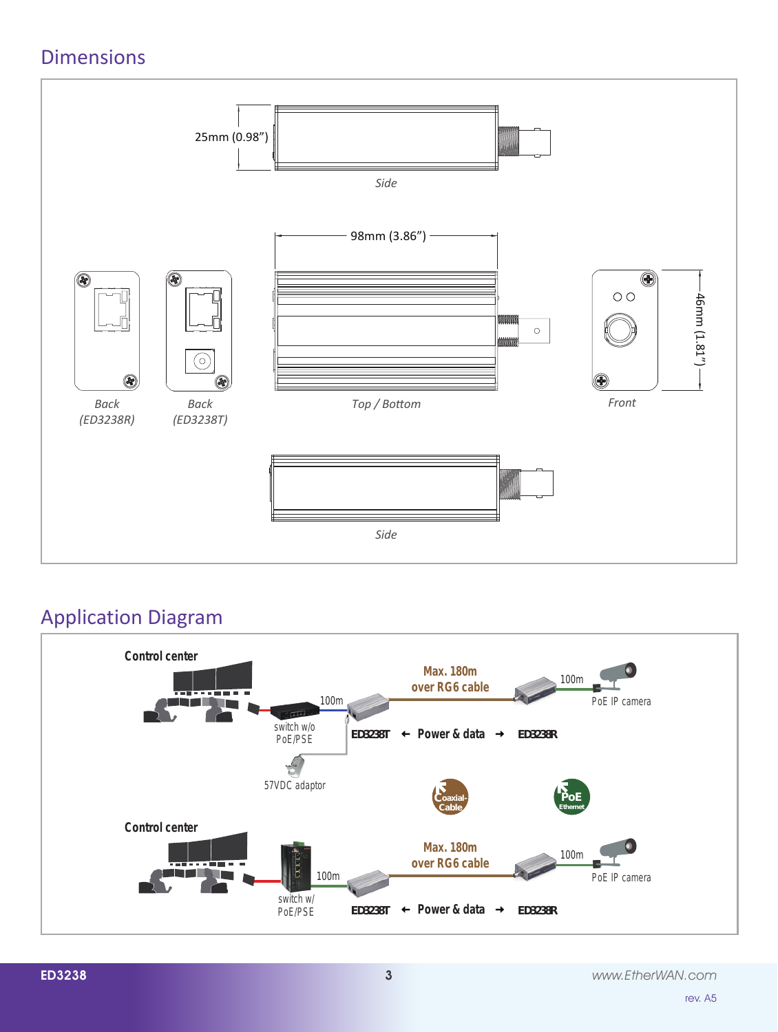## Dimensions

25mm (0.98")

*Side*

98mm (3.86")

46mm (1.81")

*Back (ED3238R)*

*Back (ED3238T)*

*Top / Bottom*

*Front*

*Side*

## Application Diagram

**Control center**

switch w/o PoE/PSE

100m

57VDC adaptor

**ED3238T** ← **Power & data** → **ED3238R**

**Max. 180m over RG6 cable**

100m

PoE IP camera

Coaxial-Cable

PoE Ethernet

**Control center**

switch w/ PoE/PSE

100m

**ED3238T** ← **Power & data** → **ED3238R**

**Max. 180m over RG6 cable**

100m

PoE IP camera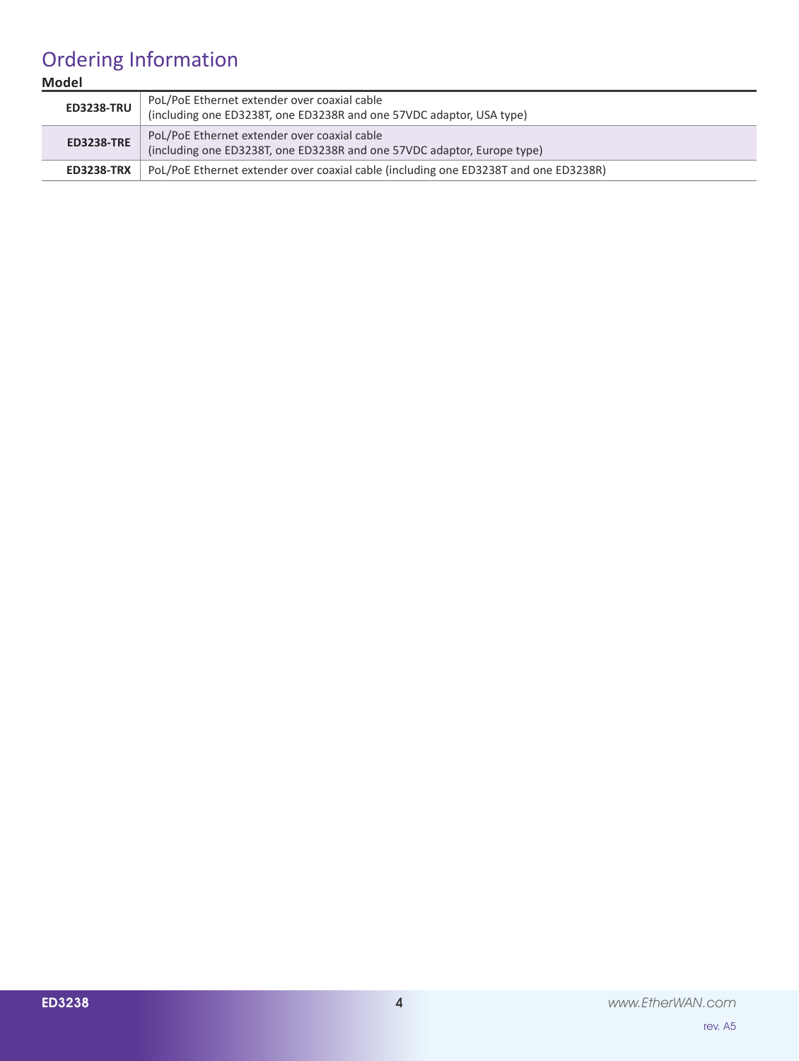# Ordering Information

**Model**

| | |
|---|---|
| **ED3238-TRU** | PoL/PoE Ethernet extender over coaxial cable (including one ED3238T, one ED3238R and one 57VDC adaptor, USA type) |
| **ED3238-TRE** | PoL/PoE Ethernet extender over coaxial cable (including one ED3238T, one ED3238R and one 57VDC adaptor, Europe type) |
| **ED3238-TRX** | PoL/PoE Ethernet extender over coaxial cable (including one ED3238T and one ED3238R) |